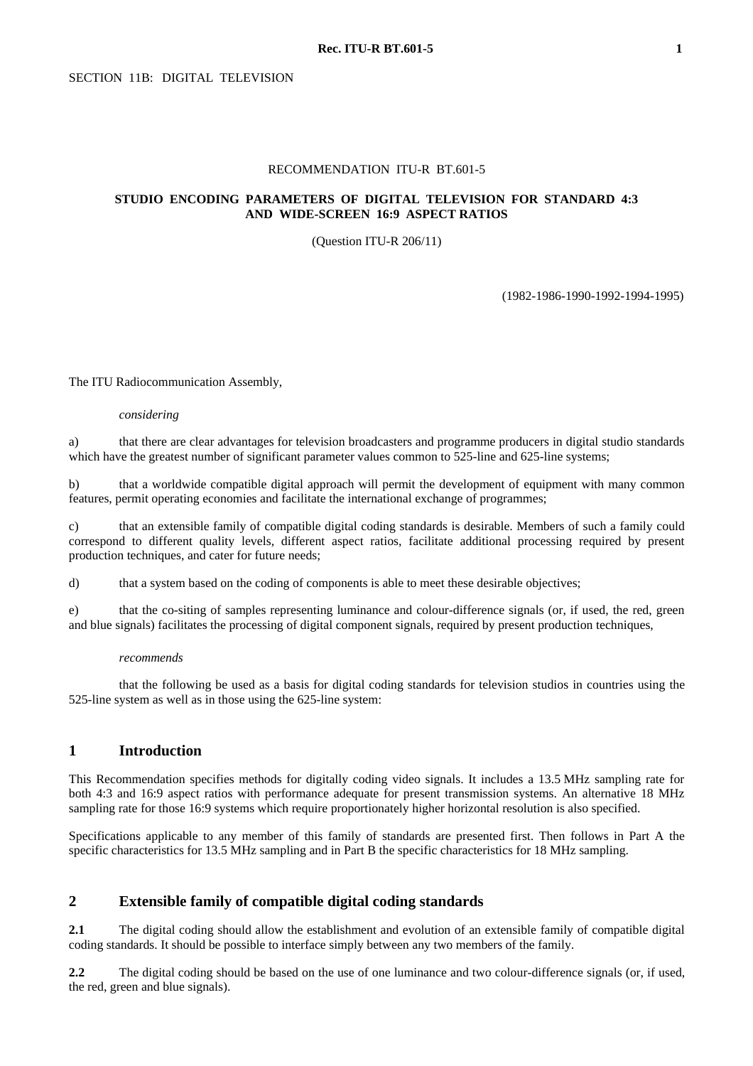SECTION 11B: DIGITAL TELEVISION

RECOMMENDATION ITU-R BT.601-5

# STUDIO ENCODING PARAMETERS OF DIGITAL TELEVISION FOR STANDARD 4:3 AND WIDE-SCREEN 16:9 ASPECT RATIOS

(Question ITU-R 206/11)

(1982-1986-1990-1992-1994-1995)

The ITU Radiocommunication Assembly,

*considering*

a) that there are clear advantages for television broadcasters and programme producers in digital studio standards which have the greatest number of significant parameter values common to 525-line and 625-line systems;

b) that a worldwide compatible digital approach will permit the development of equipment with many common features, permit operating economies and facilitate the international exchange of programmes;

c) that an extensible family of compatible digital coding standards is desirable. Members of such a family could correspond to different quality levels, different aspect ratios, facilitate additional processing required by present production techniques, and cater for future needs;

d) that a system based on the coding of components is able to meet these desirable objectives;

e) that the co-siting of samples representing luminance and colour-difference signals (or, if used, the red, green and blue signals) facilitates the processing of digital component signals, required by present production techniques,

*recommends*

that the following be used as a basis for digital coding standards for television studios in countries using the 525-line system as well as in those using the 625-line system:

## 1 Introduction

This Recommendation specifies methods for digitally coding video signals. It includes a 13.5 MHz sampling rate for both 4:3 and 16:9 aspect ratios with performance adequate for present transmission systems. An alternative 18 MHz sampling rate for those 16:9 systems which require proportionately higher horizontal resolution is also specified.

Specifications applicable to any member of this family of standards are presented first. Then follows in Part A the specific characteristics for 13.5 MHz sampling and in Part B the specific characteristics for 18 MHz sampling.

## 2 Extensible family of compatible digital coding standards

**2.1** The digital coding should allow the establishment and evolution of an extensible family of compatible digital coding standards. It should be possible to interface simply between any two members of the family.

**2.2** The digital coding should be based on the use of one luminance and two colour-difference signals (or, if used, the red, green and blue signals).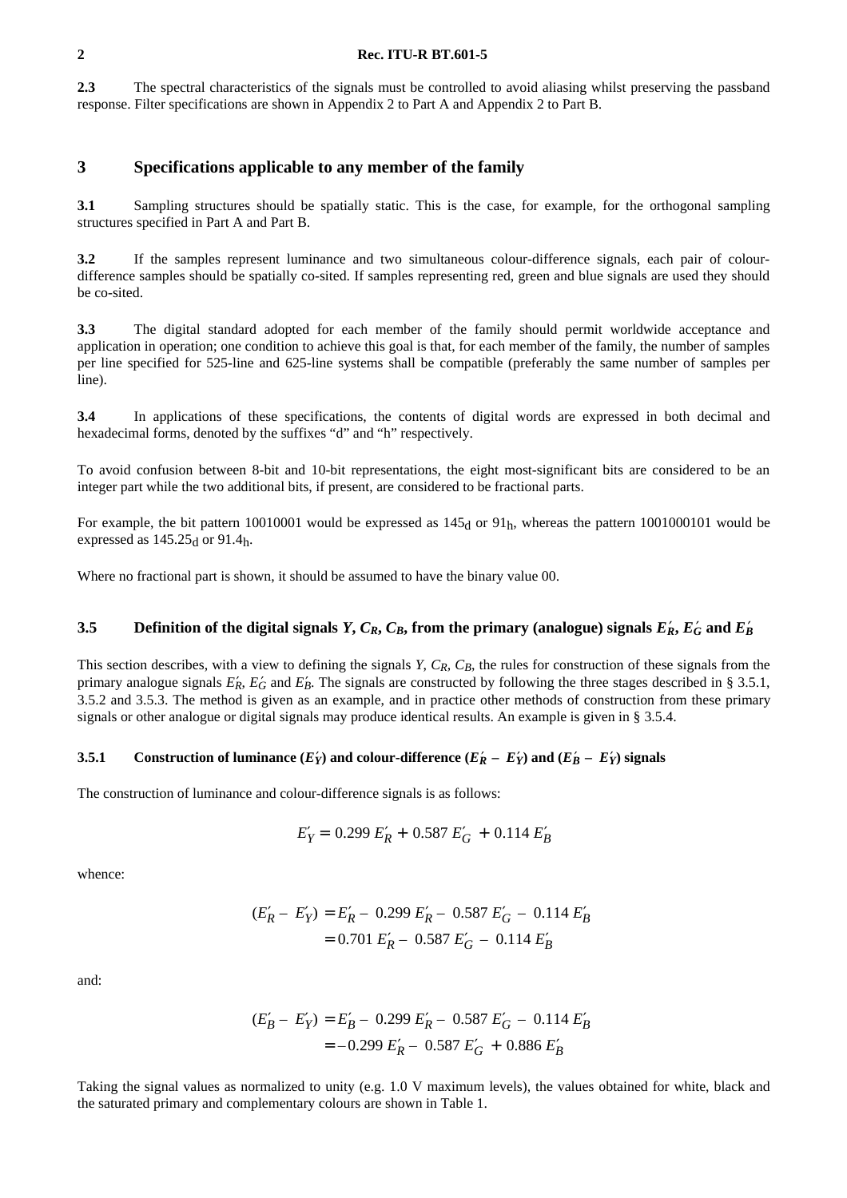**2.3** The spectral characteristics of the signals must be controlled to avoid aliasing whilst preserving the passband response. Filter specifications are shown in Appendix 2 to Part A and Appendix 2 to Part B.

## 3 Specifications applicable to any member of the family

**3.1** Sampling structures should be spatially static. This is the case, for example, for the orthogonal sampling structures specified in Part A and Part B.

**3.2** If the samples represent luminance and two simultaneous colour-difference signals, each pair of colour-difference samples should be spatially co-sited. If samples representing red, green and blue signals are used they should be co-sited.

**3.3** The digital standard adopted for each member of the family should permit worldwide acceptance and application in operation; one condition to achieve this goal is that, for each member of the family, the number of samples per line specified for 525-line and 625-line systems shall be compatible (preferably the same number of samples per line).

**3.4** In applications of these specifications, the contents of digital words are expressed in both decimal and hexadecimal forms, denoted by the suffixes "d" and "h" respectively.

To avoid confusion between 8-bit and 10-bit representations, the eight most-significant bits are considered to be an integer part while the two additional bits, if present, are considered to be fractional parts.

For example, the bit pattern 10010001 would be expressed as $145_d$ or $91_h$, whereas the pattern 1001000101 would be expressed as $145.25_d$ or $91.4_h$.

Where no fractional part is shown, it should be assumed to have the binary value 00.

### 3.5 Definition of the digital signals $Y$, $C_R$, $C_B$, from the primary (analogue) signals $E'_R$, $E'_G$ and $E'_B$

This section describes, with a view to defining the signals $Y$, $C_R$, $C_B$, the rules for construction of these signals from the primary analogue signals $E'_R$, $E'_G$ and $E'_B$. The signals are constructed by following the three stages described in § 3.5.1, 3.5.2 and 3.5.3. The method is given as an example, and in practice other methods of construction from these primary signals or other analogue or digital signals may produce identical results. An example is given in § 3.5.4.

#### 3.5.1 Construction of luminance ($E'_Y$) and colour-difference ($E'_R - E'_Y$) and ($E'_B - E'_Y$) signals

The construction of luminance and colour-difference signals is as follows:

$$E'_Y = 0.299\, E'_R + 0.587\, E'_G + 0.114\, E'_B$$

whence:

$$\begin{aligned}(E'_R - E'_Y) &= E'_R - 0.299\, E'_R - 0.587\, E'_G - 0.114\, E'_B \\ &= 0.701\, E'_R - 0.587\, E'_G - 0.114\, E'_B\end{aligned}$$

and:

$$\begin{aligned}(E'_B - E'_Y) &= E'_B - 0.299\, E'_R - 0.587\, E'_G - 0.114\, E'_B \\ &= -0.299\, E'_R - 0.587\, E'_G + 0.886\, E'_B\end{aligned}$$

Taking the signal values as normalized to unity (e.g. 1.0 V maximum levels), the values obtained for white, black and the saturated primary and complementary colours are shown in Table 1.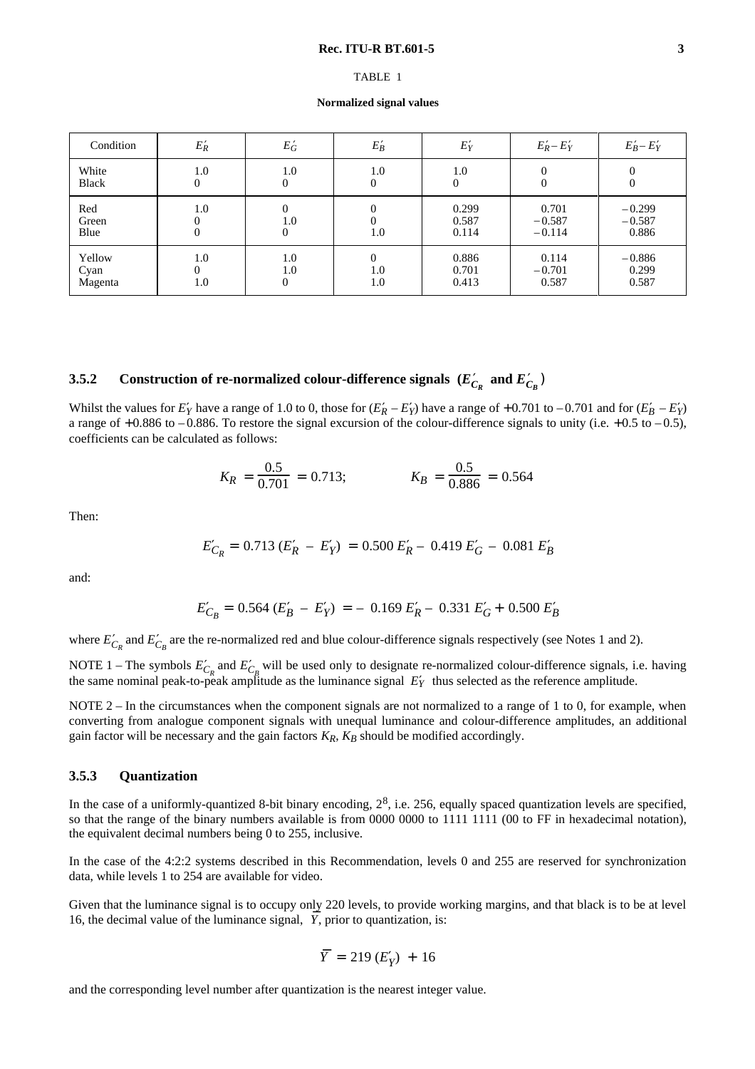TABLE 1

**Normalized signal values**

| Condition | $E'_R$ | $E'_G$ | $E'_B$ | $E'_Y$ | $E'_R - E'_Y$ | $E'_B - E'_Y$ |
|---|---|---|---|---|---|---|
| White<br>Black | 1.0<br>0 | 1.0<br>0 | 1.0<br>0 | 1.0<br>0 | 0<br>0 | 0<br>0 |
| Red<br>Green<br>Blue | 1.0<br>0<br>0 | 0<br>1.0<br>0 | 0<br>0<br>1.0 | 0.299<br>0.587<br>0.114 | 0.701<br>– 0.587<br>– 0.114 | – 0.299<br>– 0.587<br>0.886 |
| Yellow<br>Cyan<br>Magenta | 1.0<br>0<br>1.0 | 1.0<br>1.0<br>0 | 0<br>1.0<br>1.0 | 0.886<br>0.701<br>0.413 | 0.114<br>– 0.701<br>0.587 | – 0.886<br>0.299<br>0.587 |

### 3.5.2 Construction of re-normalized colour-difference signals ($E'_{C_R}$ and $E'_{C_B}$)

Whilst the values for $E'_Y$ have a range of 1.0 to 0, those for $(E'_R - E'_Y)$ have a range of +0.701 to – 0.701 and for $(E'_B - E'_Y)$ a range of +0.886 to – 0.886. To restore the signal excursion of the colour-difference signals to unity (i.e. +0.5 to – 0.5), coefficients can be calculated as follows:

$$K_R = \frac{0.5}{0.701} = 0.713; \qquad K_B = \frac{0.5}{0.886} = 0.564$$

Then:

$$E'_{C_R} = 0.713\,(E'_R - E'_Y) = 0.500\,E'_R - 0.419\,E'_G - 0.081\,E'_B$$

and:

$$E'_{C_B} = 0.564\,(E'_B - E'_Y) = -\,0.169\,E'_R - 0.331\,E'_G + 0.500\,E'_B$$

where $E'_{C_R}$ and $E'_{C_B}$ are the re-normalized red and blue colour-difference signals respectively (see Notes 1 and 2).

NOTE 1 – The symbols $E'_{C_R}$ and $E'_{C_B}$ will be used only to designate re-normalized colour-difference signals, i.e. having the same nominal peak-to-peak amplitude as the luminance signal $E'_Y$ thus selected as the reference amplitude.

NOTE 2 – In the circumstances when the component signals are not normalized to a range of 1 to 0, for example, when converting from analogue component signals with unequal luminance and colour-difference amplitudes, an additional gain factor will be necessary and the gain factors $K_R$, $K_B$ should be modified accordingly.

### 3.5.3 Quantization

In the case of a uniformly-quantized 8-bit binary encoding, $2^8$, i.e. 256, equally spaced quantization levels are specified, so that the range of the binary numbers available is from 0000 0000 to 1111 1111 (00 to FF in hexadecimal notation), the equivalent decimal numbers being 0 to 255, inclusive.

In the case of the 4:2:2 systems described in this Recommendation, levels 0 and 255 are reserved for synchronization data, while levels 1 to 254 are available for video.

Given that the luminance signal is to occupy only 220 levels, to provide working margins, and that black is to be at level 16, the decimal value of the luminance signal, $\overline{Y}$, prior to quantization, is:

$$\overline{Y} = 219\,(E'_Y) + 16$$

and the corresponding level number after quantization is the nearest integer value.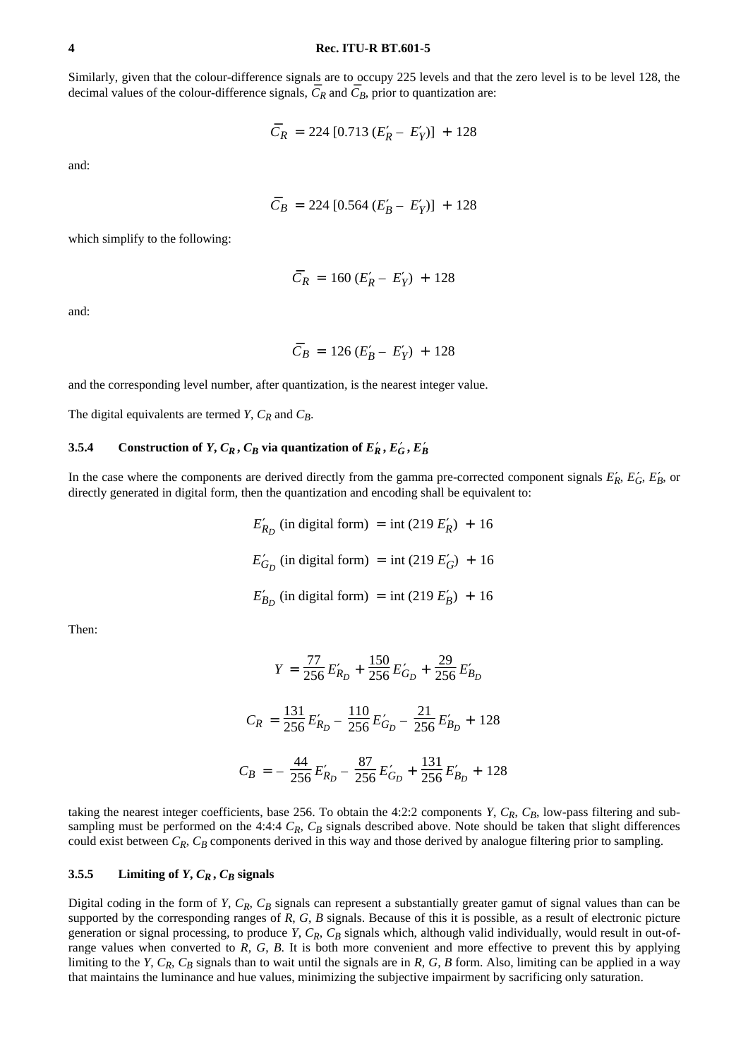Similarly, given that the colour-difference signals are to occupy 225 levels and that the zero level is to be level 128, the decimal values of the colour-difference signals, $\bar{C}_R$ and $\bar{C}_B$, prior to quantization are:

$$\bar{C}_R = 224 \, [0.713 \, (E'_R - E'_Y)] + 128$$

and:

$$\bar{C}_B = 224 \, [0.564 \, (E'_B - E'_Y)] + 128$$

which simplify to the following:

$$\bar{C}_R = 160 \, (E'_R - E'_Y) + 128$$

and:

$$\bar{C}_B = 126 \, (E'_B - E'_Y) + 128$$

and the corresponding level number, after quantization, is the nearest integer value.

The digital equivalents are termed $Y$, $C_R$ and $C_B$.

### 3.5.4 Construction of $Y$, $C_R$, $C_B$ via quantization of $E'_R$, $E'_G$, $E'_B$

In the case where the components are derived directly from the gamma pre-corrected component signals $E'_R$, $E'_G$, $E'_B$, or directly generated in digital form, then the quantization and encoding shall be equivalent to:

$$E'_{R_D} \text{ (in digital form) } = \text{int} \, (219 \, E'_R) + 16$$

$$E'_{G_D} \text{ (in digital form) } = \text{int} \, (219 \, E'_G) + 16$$

$$E'_{B_D} \text{ (in digital form) } = \text{int} \, (219 \, E'_B) + 16$$

Then:

$$Y = \frac{77}{256} E'_{R_D} + \frac{150}{256} E'_{G_D} + \frac{29}{256} E'_{B_D}$$

$$C_R = \frac{131}{256} E'_{R_D} - \frac{110}{256} E'_{G_D} - \frac{21}{256} E'_{B_D} + 128$$

$$C_B = -\frac{44}{256} E'_{R_D} - \frac{87}{256} E'_{G_D} + \frac{131}{256} E'_{B_D} + 128$$

taking the nearest integer coefficients, base 256. To obtain the 4:2:2 components $Y$, $C_R$, $C_B$, low-pass filtering and sub-sampling must be performed on the 4:4:4 $C_R$, $C_B$ signals described above. Note should be taken that slight differences could exist between $C_R$, $C_B$ components derived in this way and those derived by analogue filtering prior to sampling.

### 3.5.5 Limiting of $Y$, $C_R$, $C_B$ signals

Digital coding in the form of $Y$, $C_R$, $C_B$ signals can represent a substantially greater gamut of signal values than can be supported by the corresponding ranges of $R$, $G$, $B$ signals. Because of this it is possible, as a result of electronic picture generation or signal processing, to produce $Y$, $C_R$, $C_B$ signals which, although valid individually, would result in out-of-range values when converted to $R$, $G$, $B$. It is both more convenient and more effective to prevent this by applying limiting to the $Y$, $C_R$, $C_B$ signals than to wait until the signals are in $R$, $G$, $B$ form. Also, limiting can be applied in a way that maintains the luminance and hue values, minimizing the subjective impairment by sacrificing only saturation.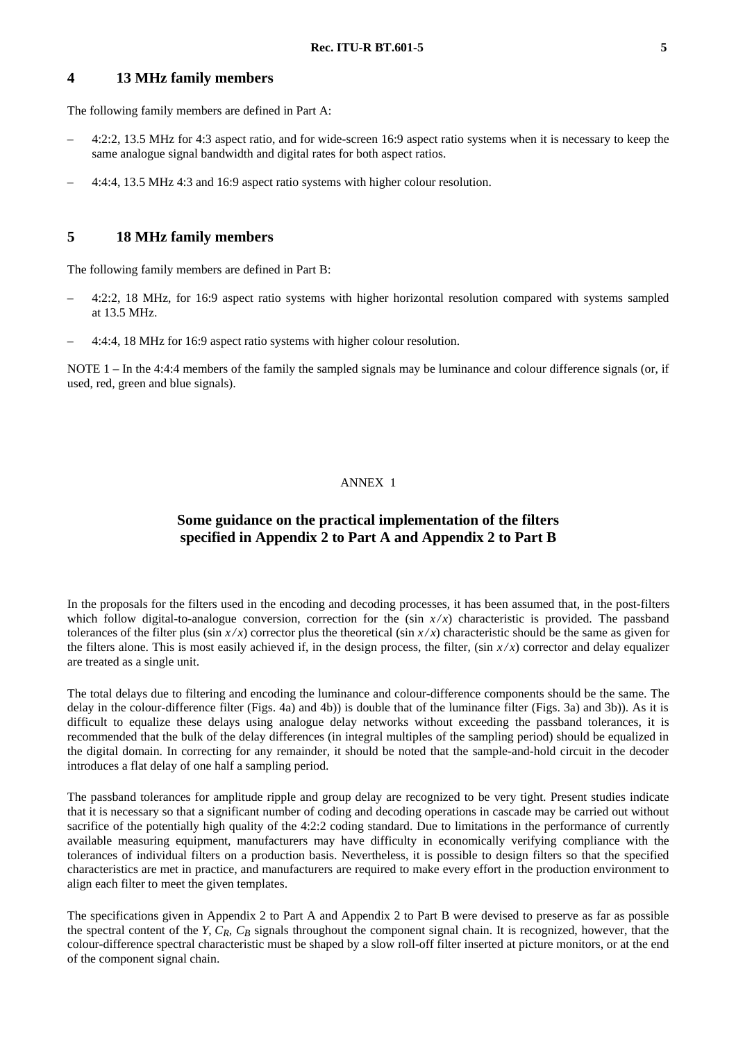## 4 13 MHz family members

The following family members are defined in Part A:

– 4:2:2, 13.5 MHz for 4:3 aspect ratio, and for wide-screen 16:9 aspect ratio systems when it is necessary to keep the same analogue signal bandwidth and digital rates for both aspect ratios.

– 4:4:4, 13.5 MHz 4:3 and 16:9 aspect ratio systems with higher colour resolution.

## 5 18 MHz family members

The following family members are defined in Part B:

– 4:2:2, 18 MHz, for 16:9 aspect ratio systems with higher horizontal resolution compared with systems sampled at 13.5 MHz.

– 4:4:4, 18 MHz for 16:9 aspect ratio systems with higher colour resolution.

NOTE 1 – In the 4:4:4 members of the family the sampled signals may be luminance and colour difference signals (or, if used, red, green and blue signals).

ANNEX 1

## Some guidance on the practical implementation of the filters specified in Appendix 2 to Part A and Appendix 2 to Part B

In the proposals for the filters used in the encoding and decoding processes, it has been assumed that, in the post-filters which follow digital-to-analogue conversion, correction for the (sin $x/x$) characteristic is provided. The passband tolerances of the filter plus (sin $x/x$) corrector plus the theoretical (sin $x/x$) characteristic should be the same as given for the filters alone. This is most easily achieved if, in the design process, the filter, (sin $x/x$) corrector and delay equalizer are treated as a single unit.

The total delays due to filtering and encoding the luminance and colour-difference components should be the same. The delay in the colour-difference filter (Figs. 4a) and 4b)) is double that of the luminance filter (Figs. 3a) and 3b)). As it is difficult to equalize these delays using analogue delay networks without exceeding the passband tolerances, it is recommended that the bulk of the delay differences (in integral multiples of the sampling period) should be equalized in the digital domain. In correcting for any remainder, it should be noted that the sample-and-hold circuit in the decoder introduces a flat delay of one half a sampling period.

The passband tolerances for amplitude ripple and group delay are recognized to be very tight. Present studies indicate that it is necessary so that a significant number of coding and decoding operations in cascade may be carried out without sacrifice of the potentially high quality of the 4:2:2 coding standard. Due to limitations in the performance of currently available measuring equipment, manufacturers may have difficulty in economically verifying compliance with the tolerances of individual filters on a production basis. Nevertheless, it is possible to design filters so that the specified characteristics are met in practice, and manufacturers are required to make every effort in the production environment to align each filter to meet the given templates.

The specifications given in Appendix 2 to Part A and Appendix 2 to Part B were devised to preserve as far as possible the spectral content of the $Y$, $C_R$, $C_B$ signals throughout the component signal chain. It is recognized, however, that the colour-difference spectral characteristic must be shaped by a slow roll-off filter inserted at picture monitors, or at the end of the component signal chain.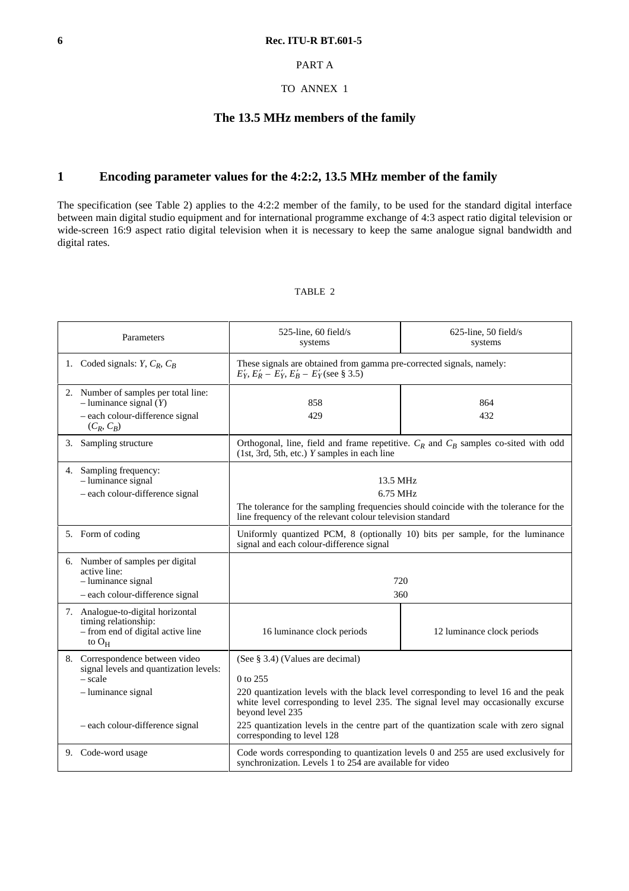PART A

TO ANNEX 1

## The 13.5 MHz members of the family

## 1 Encoding parameter values for the 4:2:2, 13.5 MHz member of the family

The specification (see Table 2) applies to the 4:2:2 member of the family, to be used for the standard digital interface between main digital studio equipment and for international programme exchange of 4:3 aspect ratio digital television or wide-screen 16:9 aspect ratio digital television when it is necessary to keep the same analogue signal bandwidth and digital rates.

TABLE 2

| Parameters | 525-line, 60 field/s systems | 625-line, 50 field/s systems |
|---|---|---|
| 1. Coded signals: $Y$, $C_R$, $C_B$ | These signals are obtained from gamma pre-corrected signals, namely: $E'_Y$, $E'_R - E'_Y$, $E'_B - E'_Y$ (see § 3.5) | |
| 2. Number of samples per total line:<br>– luminance signal ($Y$)<br>– each colour-difference signal ($C_R$, $C_B$) | <br>858<br>429 | <br>864<br>432 |
| 3. Sampling structure | Orthogonal, line, field and frame repetitive. $C_R$ and $C_B$ samples co-sited with odd (1st, 3rd, 5th, etc.) $Y$ samples in each line | |
| 4. Sampling frequency:<br>– luminance signal<br>– each colour-difference signal | 13.5 MHz<br>6.75 MHz<br>The tolerance for the sampling frequencies should coincide with the tolerance for the line frequency of the relevant colour television standard | |
| 5. Form of coding | Uniformly quantized PCM, 8 (optionally 10) bits per sample, for the luminance signal and each colour-difference signal | |
| 6. Number of samples per digital active line:<br>– luminance signal<br>– each colour-difference signal | <br>720<br>360 | |
| 7. Analogue-to-digital horizontal timing relationship:<br>– from end of digital active line to $O_H$ | 16 luminance clock periods | 12 luminance clock periods |
| 8. Correspondence between video signal levels and quantization levels:<br>– scale<br>– luminance signal<br>– each colour-difference signal | (See § 3.4) (Values are decimal)<br>0 to 255<br>220 quantization levels with the black level corresponding to level 16 and the peak white level corresponding to level 235. The signal level may occasionally excurse beyond level 235<br>225 quantization levels in the centre part of the quantization scale with zero signal corresponding to level 128 | |
| 9. Code-word usage | Code words corresponding to quantization levels 0 and 255 are used exclusively for synchronization. Levels 1 to 254 are available for video | |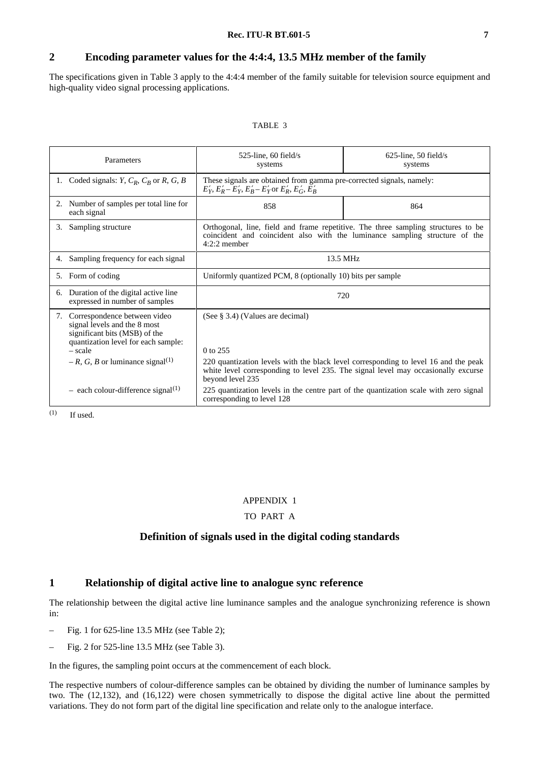## 2 Encoding parameter values for the 4:4:4, 13.5 MHz member of the family

The specifications given in Table 3 apply to the 4:4:4 member of the family suitable for television source equipment and high-quality video signal processing applications.

TABLE 3

| Parameters | 525-line, 60 field/s systems | 625-line, 50 field/s systems |
|---|---|---|
| 1. Coded signals: $Y$, $C_R$, $C_B$ or $R$, $G$, $B$ | These signals are obtained from gamma pre-corrected signals, namely: $E'_Y$, $E'_R - E'_Y$, $E'_B - E'_Y$ or $E'_R$, $E'_G$, $E'_B$ | |
| 2. Number of samples per total line for each signal | 858 | 864 |
| 3. Sampling structure | Orthogonal, line, field and frame repetitive. The three sampling structures to be coincident and coincident also with the luminance sampling structure of the 4:2:2 member | |
| 4. Sampling frequency for each signal | 13.5 MHz | |
| 5. Form of coding | Uniformly quantized PCM, 8 (optionally 10) bits per sample | |
| 6. Duration of the digital active line expressed in number of samples | 720 | |
| 7. Correspondence between video signal levels and the 8 most significant bits (MSB) of the quantization level for each sample: | (See § 3.4) (Values are decimal) | |
| – scale | 0 to 255 | |
| – $R$, $G$, $B$ or luminance signal(1) | 220 quantization levels with the black level corresponding to level 16 and the peak white level corresponding to level 235. The signal level may occasionally excurse beyond level 235 | |
| – each colour-difference signal(1) | 225 quantization levels in the centre part of the quantization scale with zero signal corresponding to level 128 | |

(1) If used.

APPENDIX 1

TO PART A

### Definition of signals used in the digital coding standards

## 1 Relationship of digital active line to analogue sync reference

The relationship between the digital active line luminance samples and the analogue synchronizing reference is shown in:

– Fig. 1 for 625-line 13.5 MHz (see Table 2);

– Fig. 2 for 525-line 13.5 MHz (see Table 3).

In the figures, the sampling point occurs at the commencement of each block.

The respective numbers of colour-difference samples can be obtained by dividing the number of luminance samples by two. The (12,132), and (16,122) were chosen symmetrically to dispose the digital active line about the permitted variations. They do not form part of the digital line specification and relate only to the analogue interface.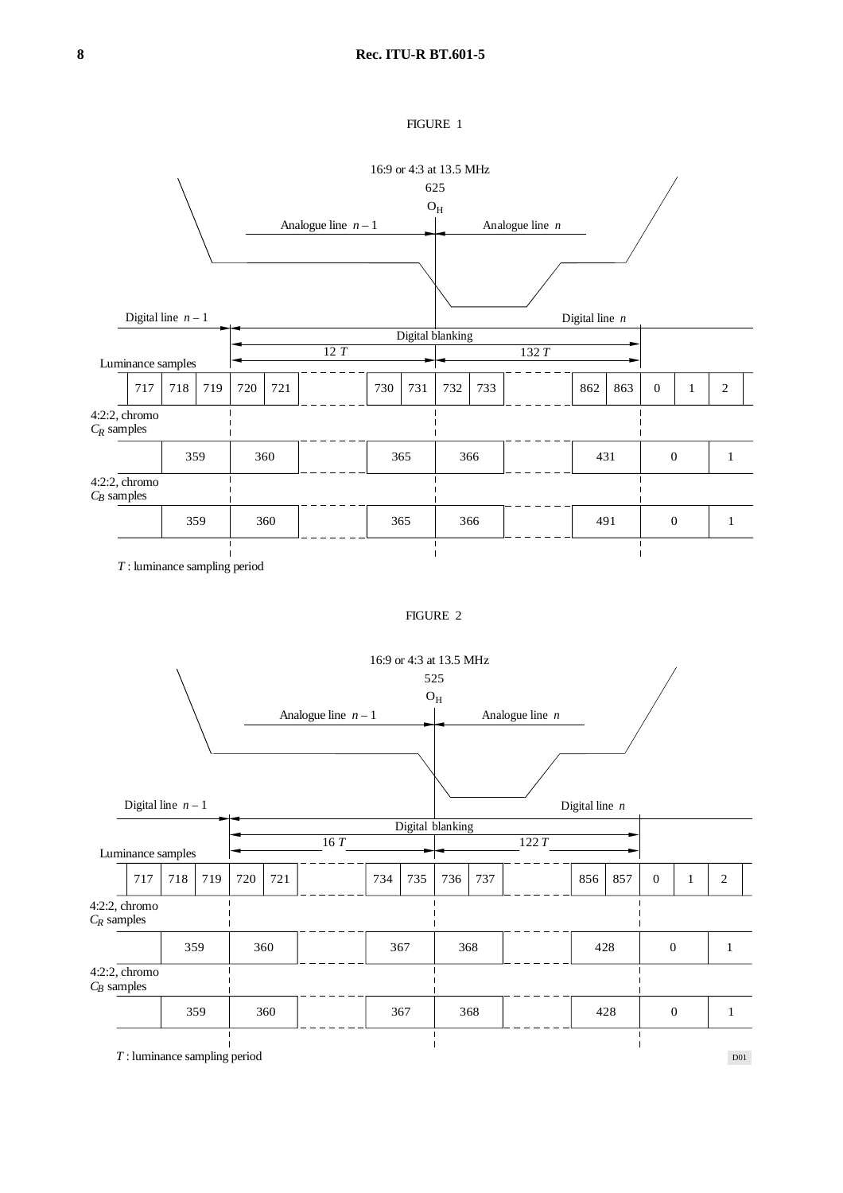FIGURE 1

16:9 or 4:3 at 13.5 MHz

625

$O_H$

Analogue line $n – 1$ | Analogue line $n$

Digital line $n – 1$ | Digital line $n$

Digital blanking

12 $T$ | 132 $T$

Luminance samples

| 717 | 718 | 719 | 720 | 721 | | 730 | 731 | 732 | 733 | | 862 | 863 | 0 | 1 | 2 |
|---|---|---|---|---|---|---|---|---|---|---|---|---|---|---|---|

4:2:2, chromo $C_R$ samples

| 359 | 360 | | 365 | 366 | | 431 | 0 | 1 |
|---|---|---|---|---|---|---|---|---|

4:2:2, chromo $C_B$ samples

| 359 | 360 | | 365 | 366 | | 491 | 0 | 1 |
|---|---|---|---|---|---|---|---|---|

$T$ : luminance sampling period

FIGURE 2

16:9 or 4:3 at 13.5 MHz

525

$O_H$

Analogue line $n – 1$ | Analogue line $n$

Digital line $n – 1$ | Digital line $n$

Digital blanking

16 $T$ | 122 $T$

Luminance samples

| 717 | 718 | 719 | 720 | 721 | | 734 | 735 | 736 | 737 | | 856 | 857 | 0 | 1 | 2 |
|---|---|---|---|---|---|---|---|---|---|---|---|---|---|---|---|

4:2:2, chromo $C_R$ samples

| 359 | 360 | | 367 | 368 | | 428 | 0 | 1 |
|---|---|---|---|---|---|---|---|---|

4:2:2, chromo $C_B$ samples

| 359 | 360 | | 367 | 368 | | 428 | 0 | 1 |
|---|---|---|---|---|---|---|---|---|

$T$ : luminance sampling period

D01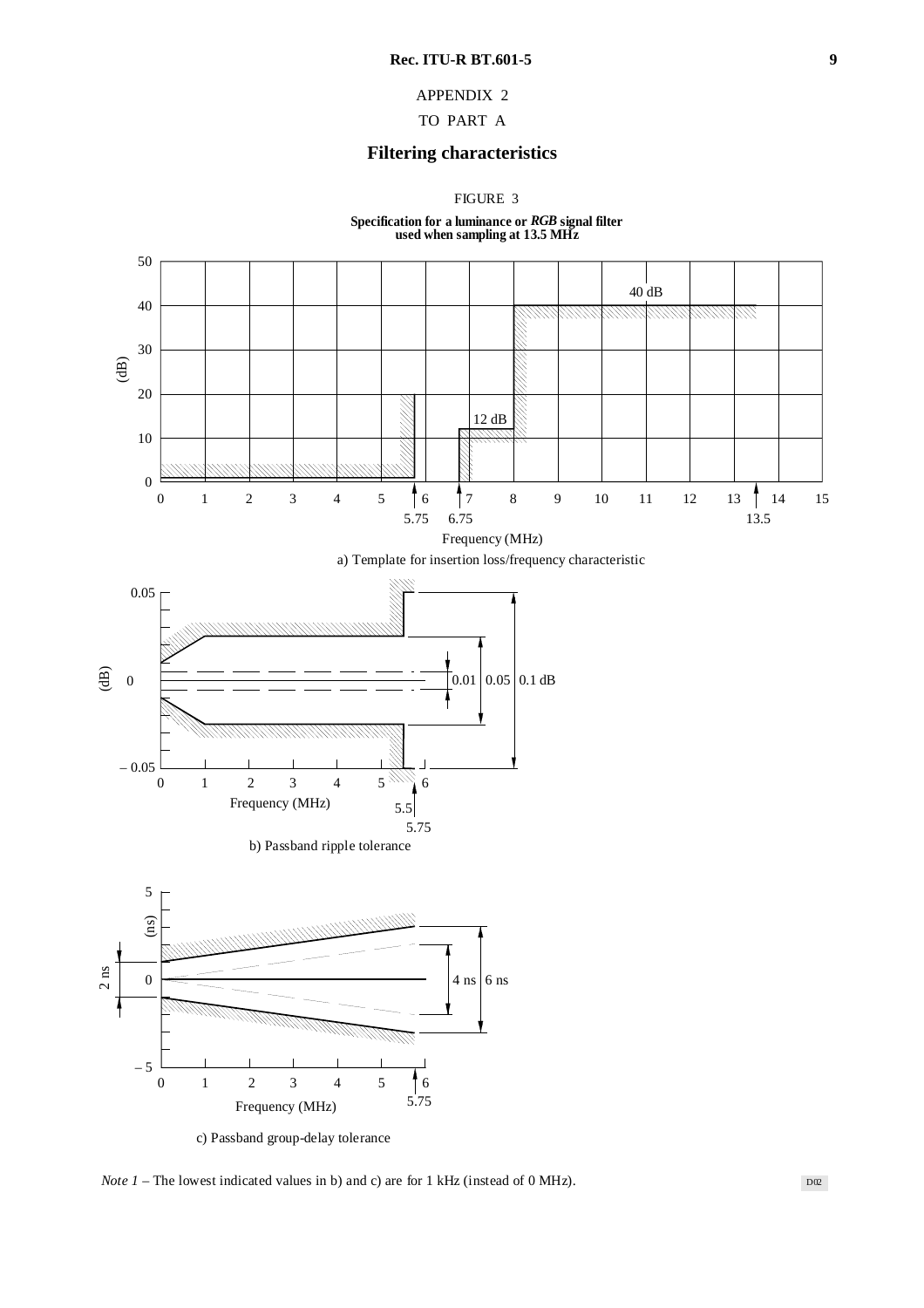APPENDIX 2

TO PART A

## Filtering characteristics

FIGURE 3

**Specification for a luminance or *RGB* signal filter used when sampling at 13.5 MHz**

a) Template for insertion loss/frequency characteristic

b) Passband ripple tolerance

c) Passband group-delay tolerance

*Note 1* – The lowest indicated values in b) and c) are for 1 kHz (instead of 0 MHz).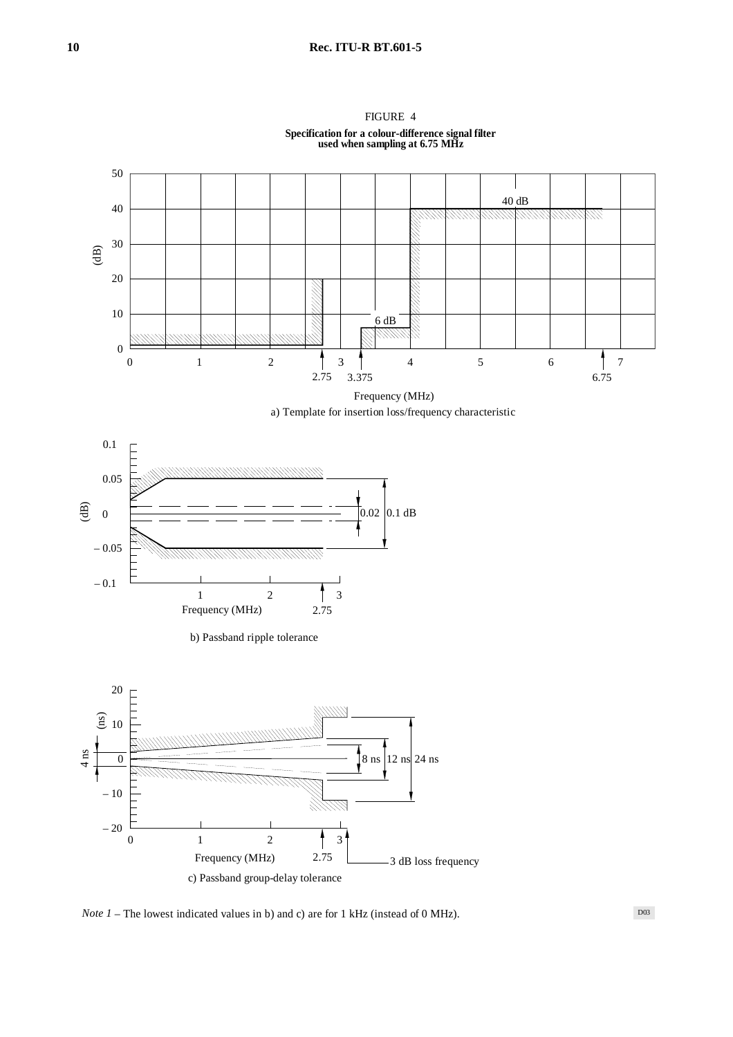FIGURE 4

**Specification for a colour-difference signal filter used when sampling at 6.75 MHz**

a) Template for insertion loss/frequency characteristic

b) Passband ripple tolerance

c) Passband group-delay tolerance

*Note 1* – The lowest indicated values in b) and c) are for 1 kHz (instead of 0 MHz).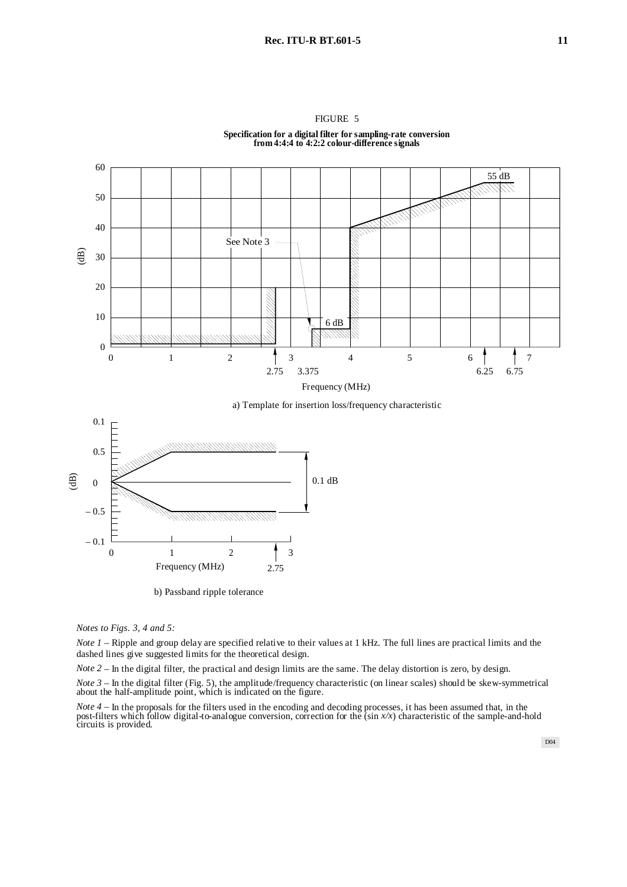FIGURE 5

**Specification for a digital filter for sampling-rate conversion from 4:4:4 to 4:2:2 colour-difference signals**

a) Template for insertion loss/frequency characteristic

b) Passband ripple tolerance

*Notes to Figs. 3, 4 and 5:*

*Note 1* – Ripple and group delay are specified relative to their values at 1 kHz. The full lines are practical limits and the dashed lines give suggested limits for the theoretical design.

*Note 2* – In the digital filter, the practical and design limits are the same. The delay distortion is zero, by design.

*Note 3* – In the digital filter (Fig. 5), the amplitude/frequency characteristic (on linear scales) should be skew-symmetrical about the half-amplitude point, which is indicated on the figure.

*Note 4* – In the proposals for the filters used in the encoding and decoding processes, it has been assumed that, in the post-filters which follow digital-to-analogue conversion, correction for the (sin $x/x$) characteristic of the sample-and-hold circuits is provided.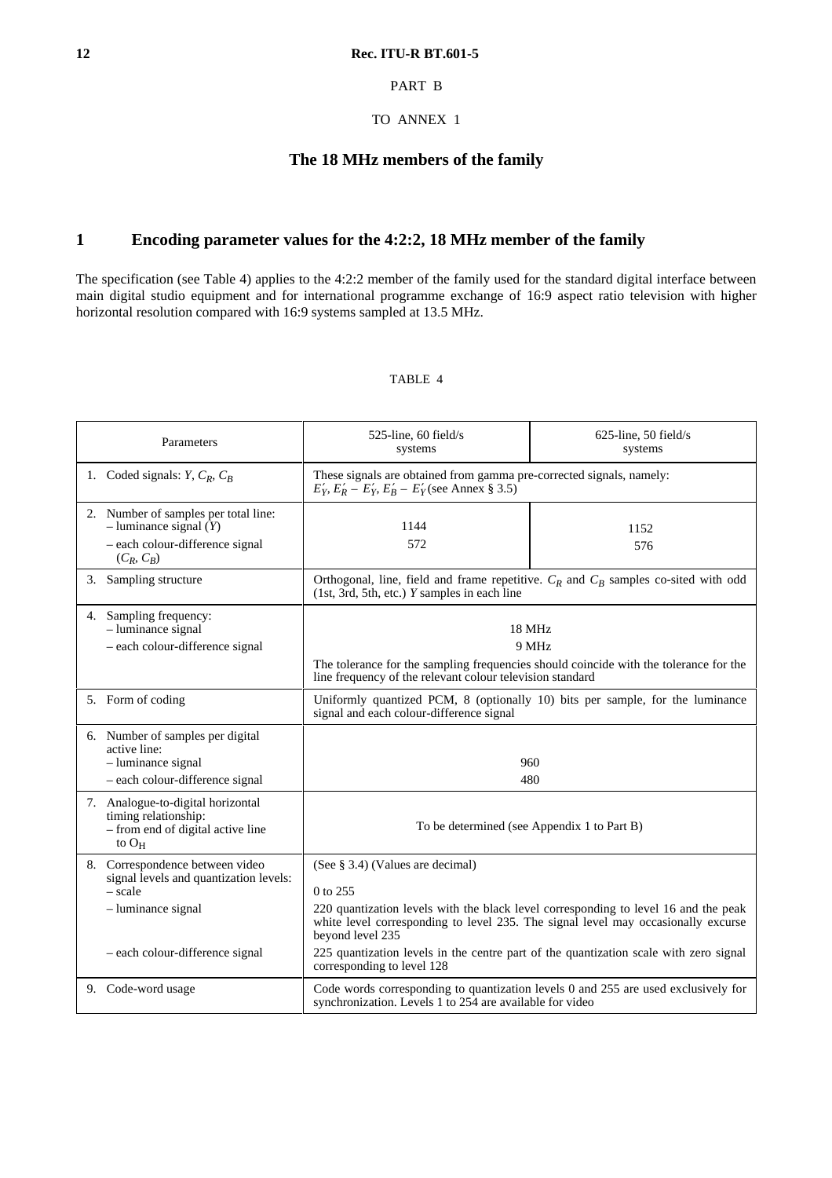PART B

TO ANNEX 1

## The 18 MHz members of the family

## 1 Encoding parameter values for the 4:2:2, 18 MHz member of the family

The specification (see Table 4) applies to the 4:2:2 member of the family used for the standard digital interface between main digital studio equipment and for international programme exchange of 16:9 aspect ratio television with higher horizontal resolution compared with 16:9 systems sampled at 13.5 MHz.

TABLE 4

| Parameters | 525-line, 60 field/s systems | 625-line, 50 field/s systems |
|---|---|---|
| 1. Coded signals: $Y$, $C_R$, $C_B$ | These signals are obtained from gamma pre-corrected signals, namely: $E'_Y$, $E'_R - E'_Y$, $E'_B - E'_Y$ (see Annex § 3.5) | |
| 2. Number of samples per total line:<br>– luminance signal ($Y$)<br>– each colour-difference signal ($C_R$, $C_B$) | <br>1144<br>572 | <br>1152<br>576 |
| 3. Sampling structure | Orthogonal, line, field and frame repetitive. $C_R$ and $C_B$ samples co-sited with odd (1st, 3rd, 5th, etc.) $Y$ samples in each line | |
| 4. Sampling frequency:<br>– luminance signal<br>– each colour-difference signal | <br>18 MHz<br>9 MHz<br>The tolerance for the sampling frequencies should coincide with the tolerance for the line frequency of the relevant colour television standard | |
| 5. Form of coding | Uniformly quantized PCM, 8 (optionally 10) bits per sample, for the luminance signal and each colour-difference signal | |
| 6. Number of samples per digital active line:<br>– luminance signal<br>– each colour-difference signal | <br><br>960<br>480 | |
| 7. Analogue-to-digital horizontal timing relationship:<br>– from end of digital active line to $O_H$ | To be determined (see Appendix 1 to Part B) | |
| 8. Correspondence between video signal levels and quantization levels:<br>– scale<br>– luminance signal<br>– each colour-difference signal | (See § 3.4) (Values are decimal)<br>0 to 255<br>220 quantization levels with the black level corresponding to level 16 and the peak white level corresponding to level 235. The signal level may occasionally excurse beyond level 235<br>225 quantization levels in the centre part of the quantization scale with zero signal corresponding to level 128 | |
| 9. Code-word usage | Code words corresponding to quantization levels 0 and 255 are used exclusively for synchronization. Levels 1 to 254 are available for video | |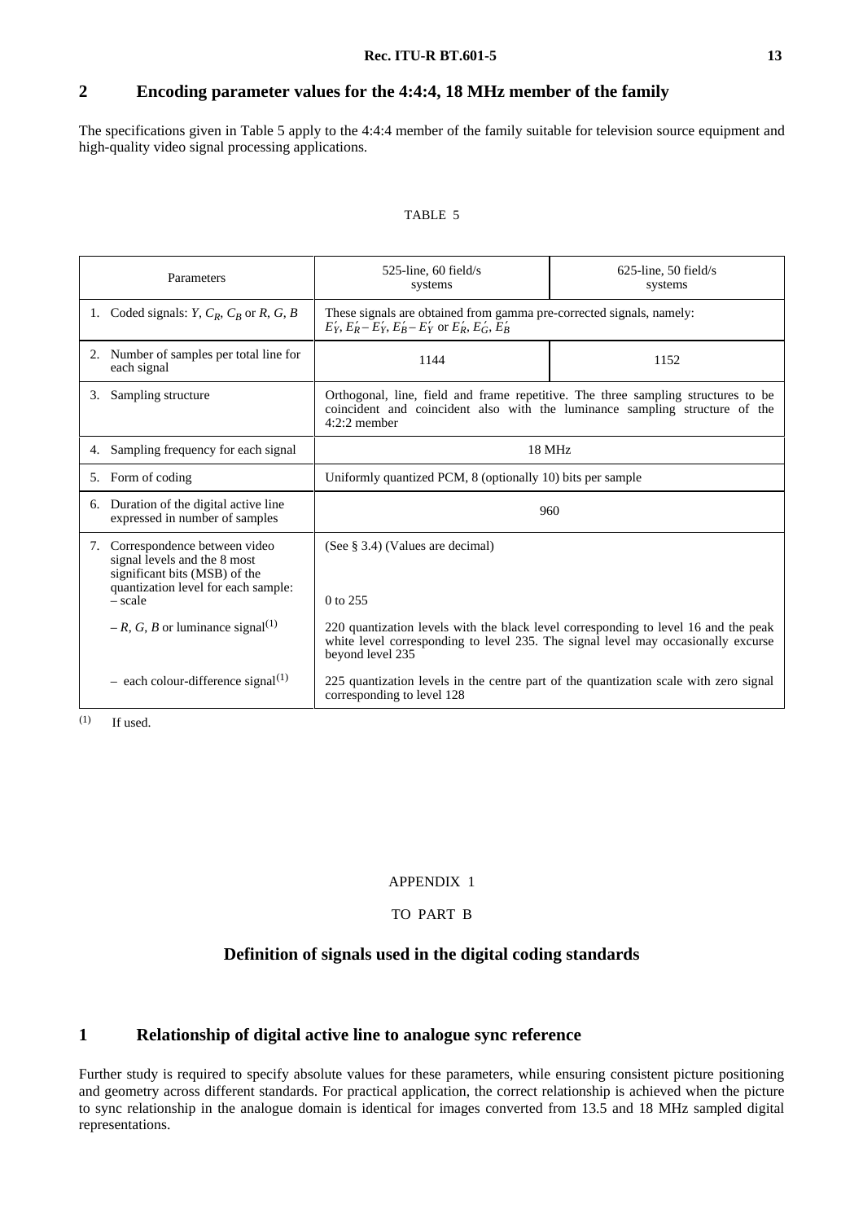## 2 Encoding parameter values for the 4:4:4, 18 MHz member of the family

The specifications given in Table 5 apply to the 4:4:4 member of the family suitable for television source equipment and high-quality video signal processing applications.

TABLE 5

| Parameters | 525-line, 60 field/s systems | 625-line, 50 field/s systems |
|---|---|---|
| 1. Coded signals: $Y$, $C_R$, $C_B$ or $R$, $G$, $B$ | These signals are obtained from gamma pre-corrected signals, namely: $E'_Y$, $E'_R - E'_Y$, $E'_B - E'_Y$ or $E'_R$, $E'_G$, $E'_B$ | |
| 2. Number of samples per total line for each signal | 1144 | 1152 |
| 3. Sampling structure | Orthogonal, line, field and frame repetitive. The three sampling structures to be coincident and coincident also with the luminance sampling structure of the 4:2:2 member | |
| 4. Sampling frequency for each signal | 18 MHz | |
| 5. Form of coding | Uniformly quantized PCM, 8 (optionally 10) bits per sample | |
| 6. Duration of the digital active line expressed in number of samples | 960 | |
| 7. Correspondence between video signal levels and the 8 most significant bits (MSB) of the quantization level for each sample: | (See § 3.4) (Values are decimal) | |
| – scale | 0 to 255 | |
| – $R$, $G$, $B$ or luminance signal[(1)] | 220 quantization levels with the black level corresponding to level 16 and the peak white level corresponding to level 235. The signal level may occasionally excurse beyond level 235 | |
| – each colour-difference signal[(1)] | 225 quantization levels in the centre part of the quantization scale with zero signal corresponding to level 128 | |

(1) If used.

APPENDIX 1

TO PART B

## Definition of signals used in the digital coding standards

## 1 Relationship of digital active line to analogue sync reference

Further study is required to specify absolute values for these parameters, while ensuring consistent picture positioning and geometry across different standards. For practical application, the correct relationship is achieved when the picture to sync relationship in the analogue domain is identical for images converted from 13.5 and 18 MHz sampled digital representations.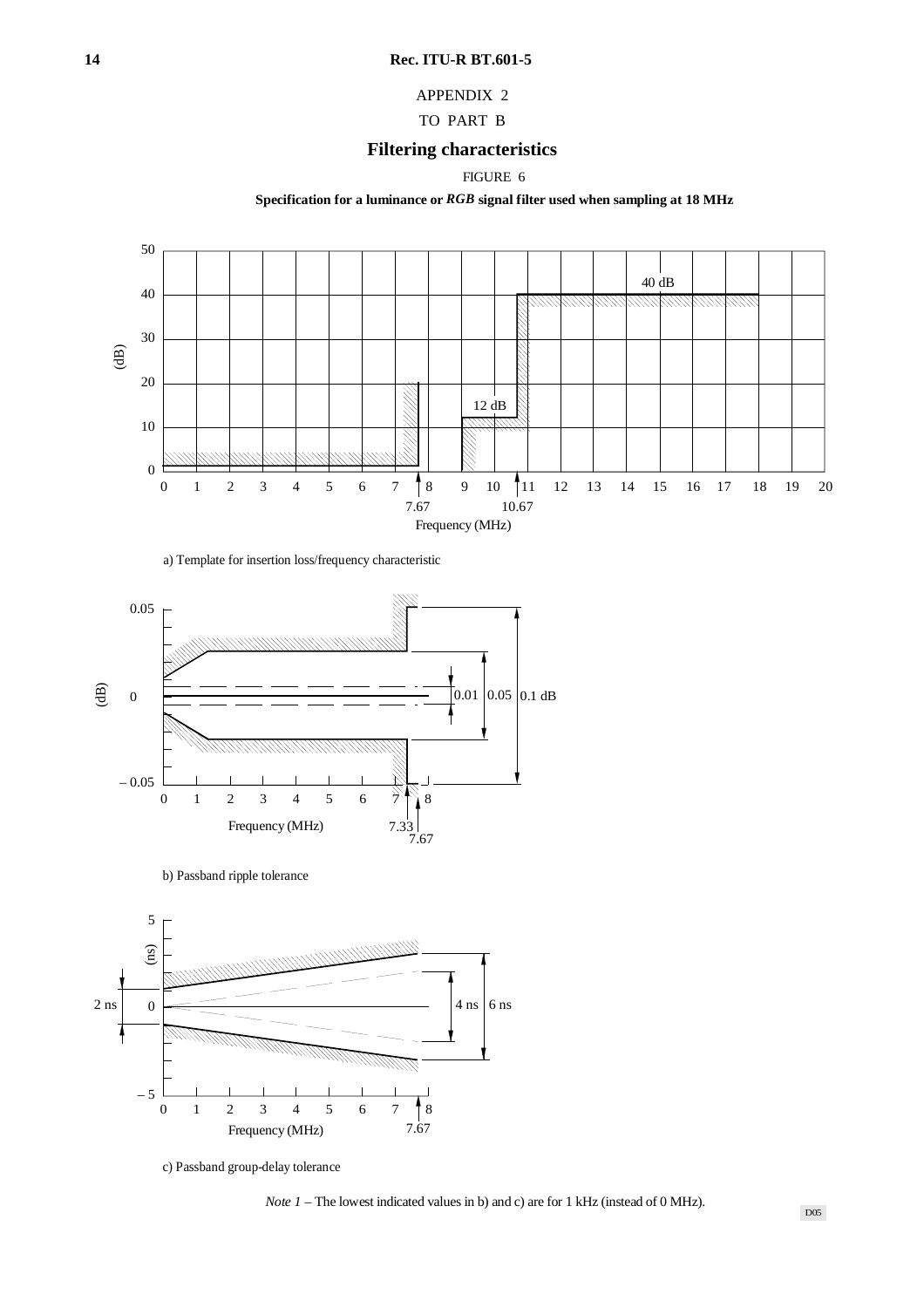APPENDIX 2

TO PART B

## Filtering characteristics

FIGURE 6

**Specification for a luminance or *RGB* signal filter used when sampling at 18 MHz**

a) Template for insertion loss/frequency characteristic

b) Passband ripple tolerance

c) Passband group-delay tolerance

*Note 1* – The lowest indicated values in b) and c) are for 1 kHz (instead of 0 MHz).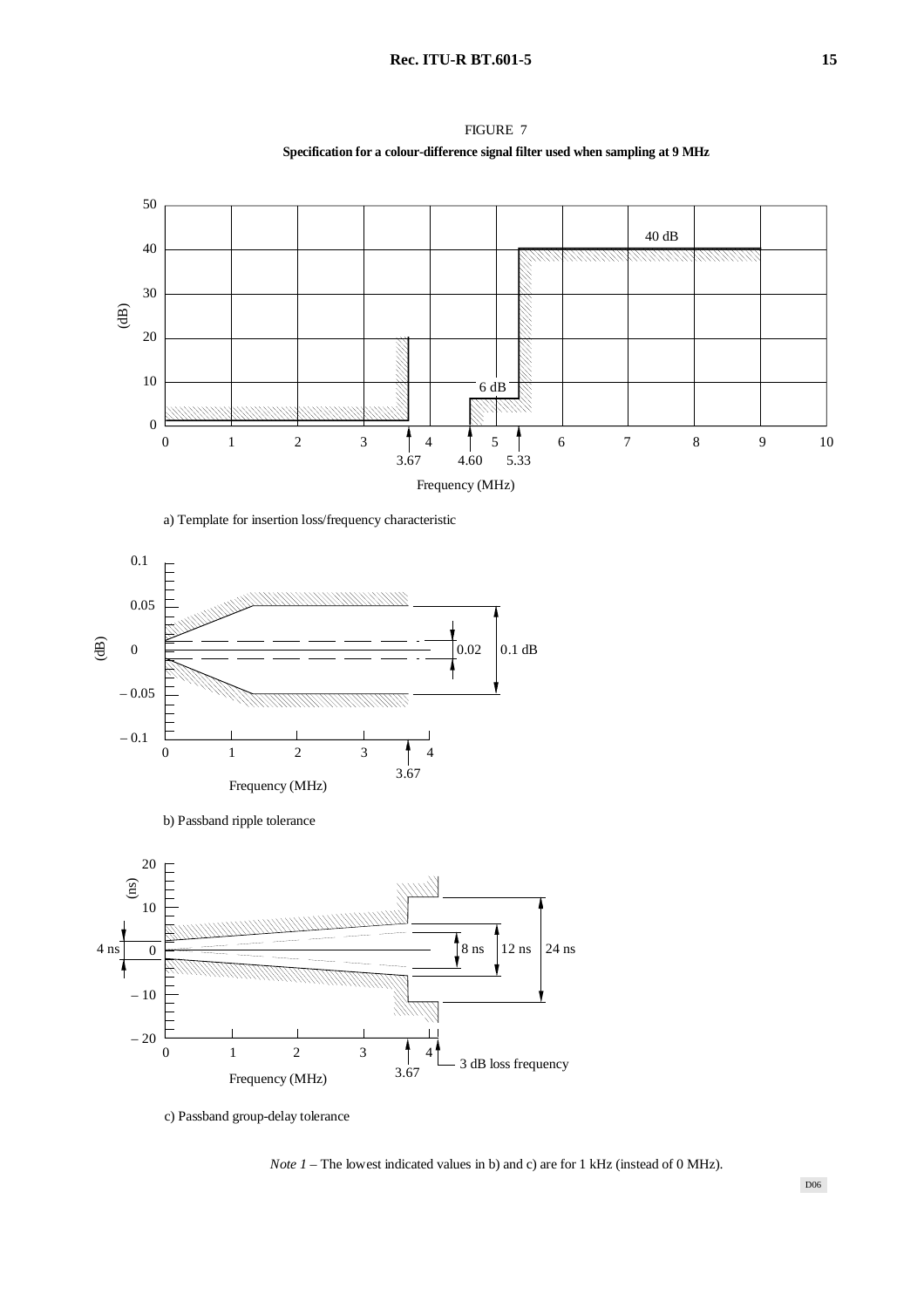FIGURE 7

**Specification for a colour-difference signal filter used when sampling at 9 MHz**

a) Template for insertion loss/frequency characteristic

b) Passband ripple tolerance

c) Passband group-delay tolerance

*Note 1* – The lowest indicated values in b) and c) are for 1 kHz (instead of 0 MHz).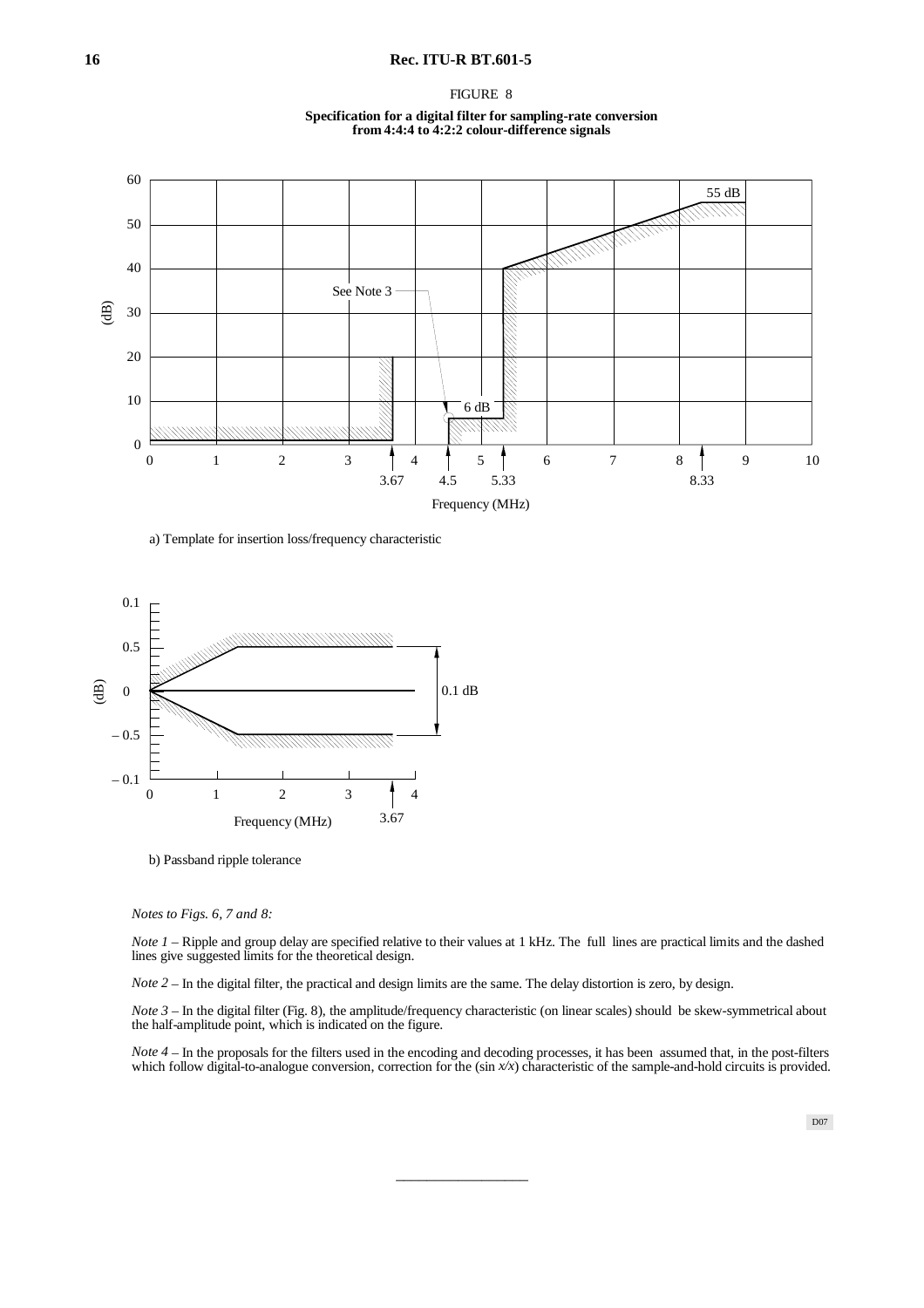FIGURE 8

**Specification for a digital filter for sampling-rate conversion from 4:4:4 to 4:2:2 colour-difference signals**

(dB)

60

50

40

30

20

10

0

55 dB

See Note 3

6 dB

0 1 2 3 4 5 6 7 8 9 10

3.67 4.5 5.33 8.33

Frequency (MHz)

a) Template for insertion loss/frequency characteristic

(dB)

0.1

0.5

0

– 0.5

– 0.1

0.1 dB

0 1 2 3 4

3.67

Frequency (MHz)

b) Passband ripple tolerance

*Notes to Figs. 6, 7 and 8:*

*Note 1* – Ripple and group delay are specified relative to their values at 1 kHz. The full lines are practical limits and the dashed lines give suggested limits for the theoretical design.

*Note 2* – In the digital filter, the practical and design limits are the same. The delay distortion is zero, by design.

*Note 3* – In the digital filter (Fig. 8), the amplitude/frequency characteristic (on linear scales) should be skew-symmetrical about the half-amplitude point, which is indicated on the figure.

*Note 4* – In the proposals for the filters used in the encoding and decoding processes, it has been assumed that, in the post-filters which follow digital-to-analogue conversion, correction for the (sin $x/x$) characteristic of the sample-and-hold circuits is provided.

D07